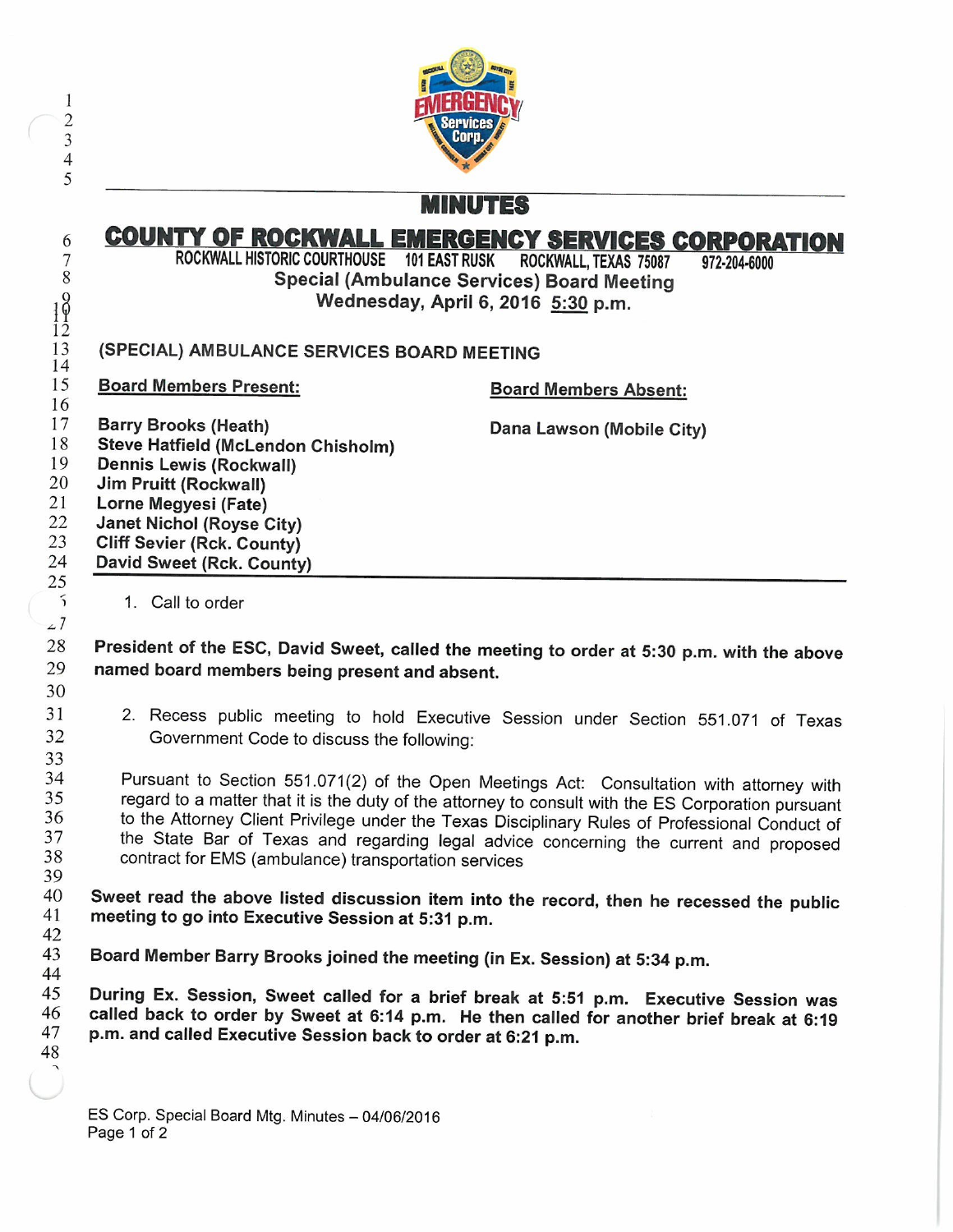# MINUTES

## COUNTY OF ROCKWALL EMERGENCY SERVICES CORPORATION

ROCKWALL HISTORIC COURTHOUSE 101 EAST RUSK ROCKWALL, TEXAS 75087 972-204-6000

**Special (Ambulance Services) Board Meeting**
**Wednesday, April 6, 2016 5:30 p.m.**

### (SPECIAL) AMBULANCE SERVICES BOARD MEETING

**Board Members Present:**

**Barry Brooks (Heath)**
**Steve Hatfield (McLendon Chisholm)**
**Dennis Lewis (Rockwall)**
**Jim Pruitt (Rockwall)**
**Lorne Megyesi (Fate)**
**Janet Nichol (Royse City)**
**Cliff Sevier (Rck. County)**
**David Sweet (Rck. County)**

**Board Members Absent:**

**Dana Lawson (Mobile City)**

1. Call to order

**President of the ESC, David Sweet, called the meeting to order at 5:30 p.m. with the above named board members being present and absent.**

2. Recess public meeting to hold Executive Session under Section 551.071 of Texas Government Code to discuss the following:

Pursuant to Section 551.071(2) of the Open Meetings Act: Consultation with attorney with regard to a matter that it is the duty of the attorney to consult with the ES Corporation pursuant to the Attorney Client Privilege under the Texas Disciplinary Rules of Professional Conduct of the State Bar of Texas and regarding legal advice concerning the current and proposed contract for EMS (ambulance) transportation services

**Sweet read the above listed discussion item into the record, then he recessed the public meeting to go into Executive Session at 5:31 p.m.**

**Board Member Barry Brooks joined the meeting (in Ex. Session) at 5:34 p.m.**

**During Ex. Session, Sweet called for a brief break at 5:51 p.m. Executive Session was called back to order by Sweet at 6:14 p.m. He then called for another brief break at 6:19 p.m. and called Executive Session back to order at 6:21 p.m.**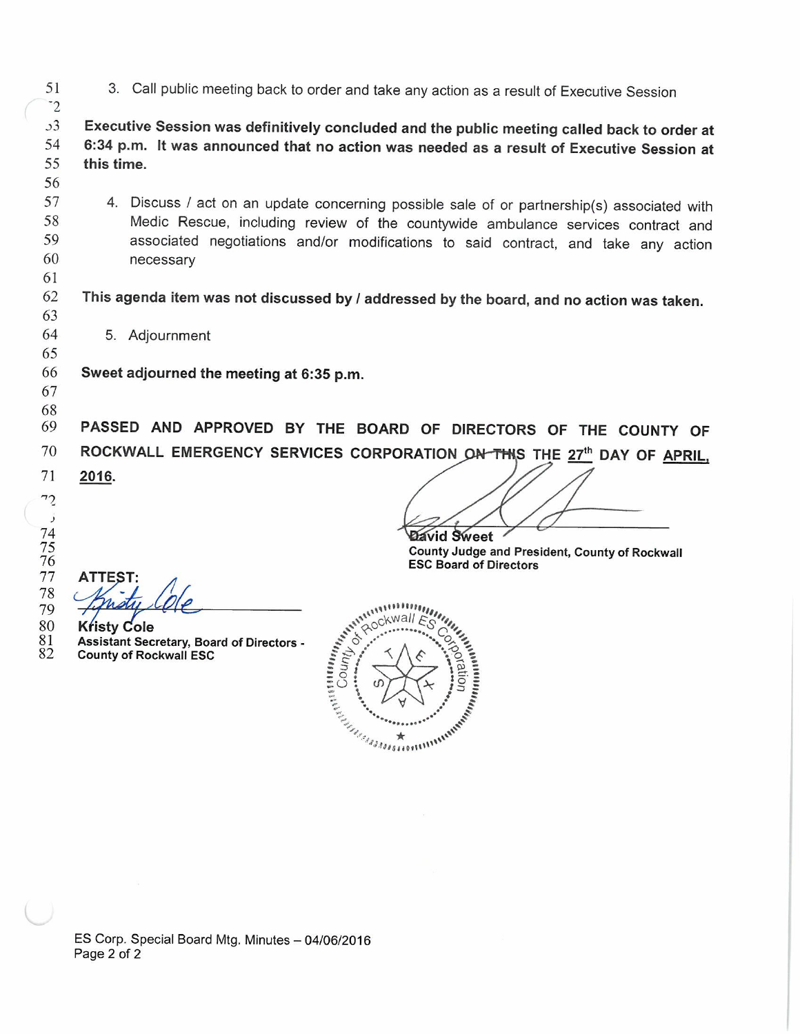3. Call public meeting back to order and take any action as a result of Executive Session

**Executive Session was definitively concluded and the public meeting called back to order at 6:34 p.m. It was announced that no action was needed as a result of Executive Session at this time.**

4. Discuss / act on an update concerning possible sale of or partnership(s) associated with Medic Rescue, including review of the countywide ambulance services contract and associated negotiations and/or modifications to said contract, and take any action necessary

**This agenda item was not discussed by / addressed by the board, and no action was taken.**

5. Adjournment

**Sweet adjourned the meeting at 6:35 p.m.**

**PASSED AND APPROVED BY THE BOARD OF DIRECTORS OF THE COUNTY OF ROCKWALL EMERGENCY SERVICES CORPORATION ~~ON THIS~~ THE 27th DAY OF APRIL, 2016.**

**David Sweet**
**County Judge and President, County of Rockwall ESC Board of Directors**

**ATTEST:**

**Kristy Cole**
**Assistant Secretary, Board of Directors - County of Rockwall ESC**

County of Rockwall ES Corporation
T E X A S

ES Corp. Special Board Mtg. Minutes – 04/06/2016